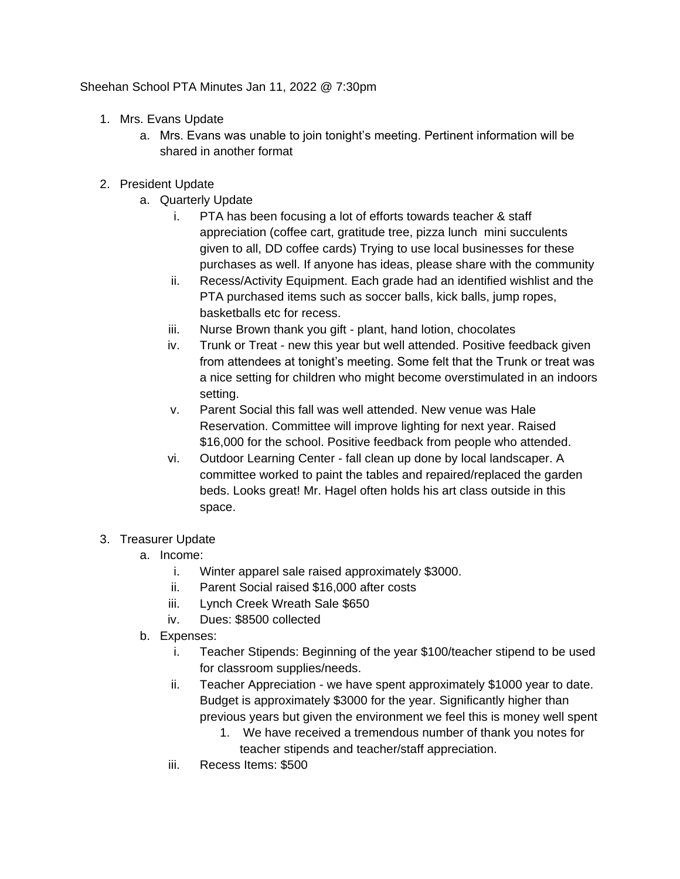Sheehan School PTA Minutes Jan 11, 2022 @ 7:30pm

1. Mrs. Evans Update
    a. Mrs. Evans was unable to join tonight's meeting. Pertinent information will be shared in another format

2. President Update
    a. Quarterly Update
        i. PTA has been focusing a lot of efforts towards teacher & staff appreciation (coffee cart, gratitude tree, pizza lunch  mini succulents given to all, DD coffee cards) Trying to use local businesses for these purchases as well. If anyone has ideas, please share with the community
        ii. Recess/Activity Equipment. Each grade had an identified wishlist and the PTA purchased items such as soccer balls, kick balls, jump ropes, basketballs etc for recess.
        iii. Nurse Brown thank you gift - plant, hand lotion, chocolates
        iv. Trunk or Treat - new this year but well attended. Positive feedback given from attendees at tonight's meeting. Some felt that the Trunk or treat was a nice setting for children who might become overstimulated in an indoors setting.
        v. Parent Social this fall was well attended. New venue was Hale Reservation. Committee will improve lighting for next year. Raised $16,000 for the school. Positive feedback from people who attended.
        vi. Outdoor Learning Center - fall clean up done by local landscaper. A committee worked to paint the tables and repaired/replaced the garden beds. Looks great! Mr. Hagel often holds his art class outside in this space.

3. Treasurer Update
    a. Income:
        i. Winter apparel sale raised approximately $3000.
        ii. Parent Social raised $16,000 after costs
        iii. Lynch Creek Wreath Sale $650
        iv. Dues: $8500 collected
    b. Expenses:
        i. Teacher Stipends: Beginning of the year $100/teacher stipend to be used for classroom supplies/needs.
        ii. Teacher Appreciation - we have spent approximately $1000 year to date. Budget is approximately $3000 for the year. Significantly higher than previous years but given the environment we feel this is money well spent
            1. We have received a tremendous number of thank you notes for teacher stipends and teacher/staff appreciation.
        iii. Recess Items: $500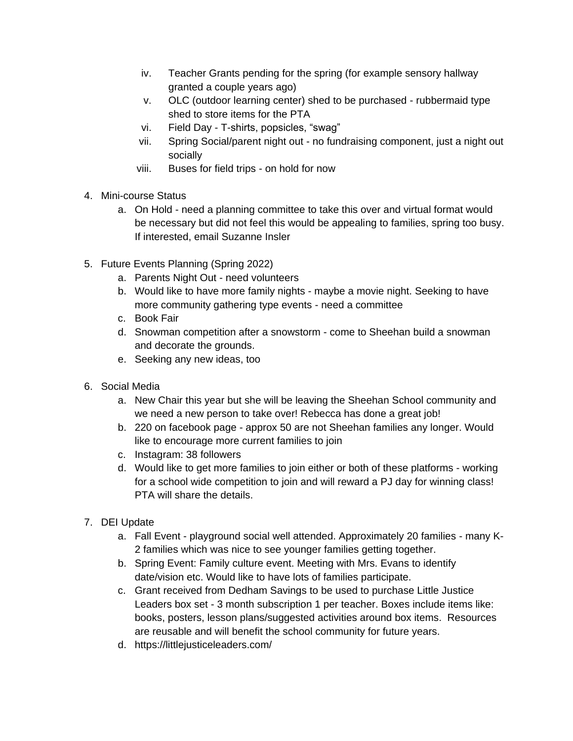iv. Teacher Grants pending for the spring (for example sensory hallway granted a couple years ago)
   v. OLC (outdoor learning center) shed to be purchased - rubbermaid type shed to store items for the PTA
   vi. Field Day - T-shirts, popsicles, "swag"
   vii. Spring Social/parent night out - no fundraising component, just a night out socially
   viii. Buses for field trips - on hold for now

4. Mini-course Status
   a. On Hold - need a planning committee to take this over and virtual format would be necessary but did not feel this would be appealing to families, spring too busy. If interested, email Suzanne Insler

5. Future Events Planning (Spring 2022)
   a. Parents Night Out - need volunteers
   b. Would like to have more family nights - maybe a movie night. Seeking to have more community gathering type events - need a committee
   c. Book Fair
   d. Snowman competition after a snowstorm - come to Sheehan build a snowman and decorate the grounds.
   e. Seeking any new ideas, too

6. Social Media
   a. New Chair this year but she will be leaving the Sheehan School community and we need a new person to take over! Rebecca has done a great job!
   b. 220 on facebook page - approx 50 are not Sheehan families any longer. Would like to encourage more current families to join
   c. Instagram: 38 followers
   d. Would like to get more families to join either or both of these platforms - working for a school wide competition to join and will reward a PJ day for winning class! PTA will share the details.

7. DEI Update
   a. Fall Event - playground social well attended. Approximately 20 families - many K-2 families which was nice to see younger families getting together.
   b. Spring Event: Family culture event. Meeting with Mrs. Evans to identify date/vision etc. Would like to have lots of families participate.
   c. Grant received from Dedham Savings to be used to purchase Little Justice Leaders box set - 3 month subscription 1 per teacher. Boxes include items like: books, posters, lesson plans/suggested activities around box items. Resources are reusable and will benefit the school community for future years.
   d. https://littlejusticeleaders.com/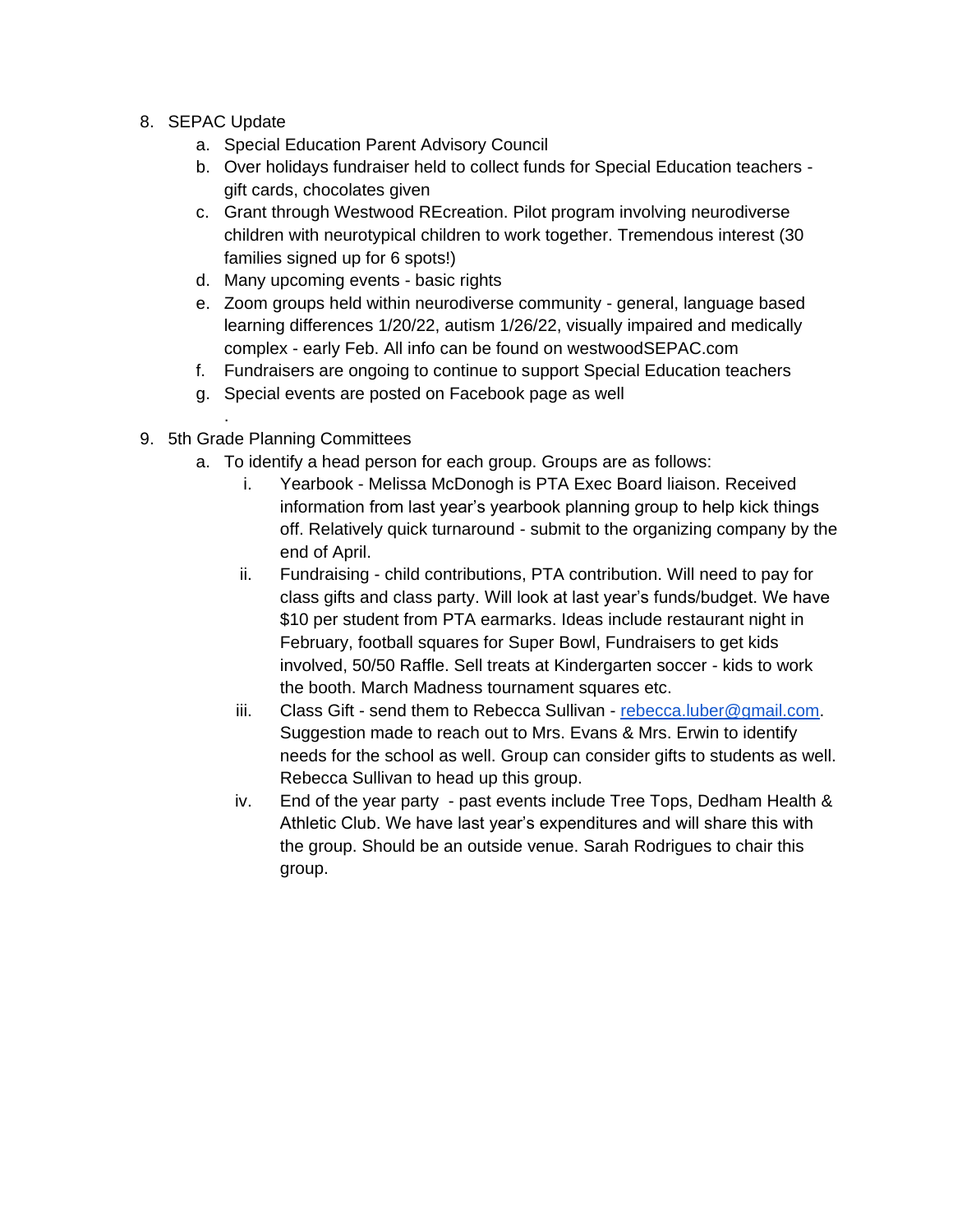8. SEPAC Update
    a. Special Education Parent Advisory Council
    b. Over holidays fundraiser held to collect funds for Special Education teachers - gift cards, chocolates given
    c. Grant through Westwood REcreation. Pilot program involving neurodiverse children with neurotypical children to work together. Tremendous interest (30 families signed up for 6 spots!)
    d. Many upcoming events - basic rights
    e. Zoom groups held within neurodiverse community - general, language based learning differences 1/20/22, autism 1/26/22, visually impaired and medically complex - early Feb. All info can be found on westwoodSEPAC.com
    f. Fundraisers are ongoing to continue to support Special Education teachers
    g. Special events are posted on Facebook page as well

    .

9. 5th Grade Planning Committees
    a. To identify a head person for each group. Groups are as follows:
        i. Yearbook - Melissa McDonogh is PTA Exec Board liaison. Received information from last year's yearbook planning group to help kick things off. Relatively quick turnaround - submit to the organizing company by the end of April.
        ii. Fundraising - child contributions, PTA contribution. Will need to pay for class gifts and class party. Will look at last year's funds/budget. We have $10 per student from PTA earmarks. Ideas include restaurant night in February, football squares for Super Bowl, Fundraisers to get kids involved, 50/50 Raffle. Sell treats at Kindergarten soccer - kids to work the booth. March Madness tournament squares etc.
        iii. Class Gift - send them to Rebecca Sullivan - [rebecca.luber@gmail.com](mailto:rebecca.luber@gmail.com). Suggestion made to reach out to Mrs. Evans & Mrs. Erwin to identify needs for the school as well. Group can consider gifts to students as well. Rebecca Sullivan to head up this group.
        iv. End of the year party - past events include Tree Tops, Dedham Health & Athletic Club. We have last year's expenditures and will share this with the group. Should be an outside venue. Sarah Rodrigues to chair this group.